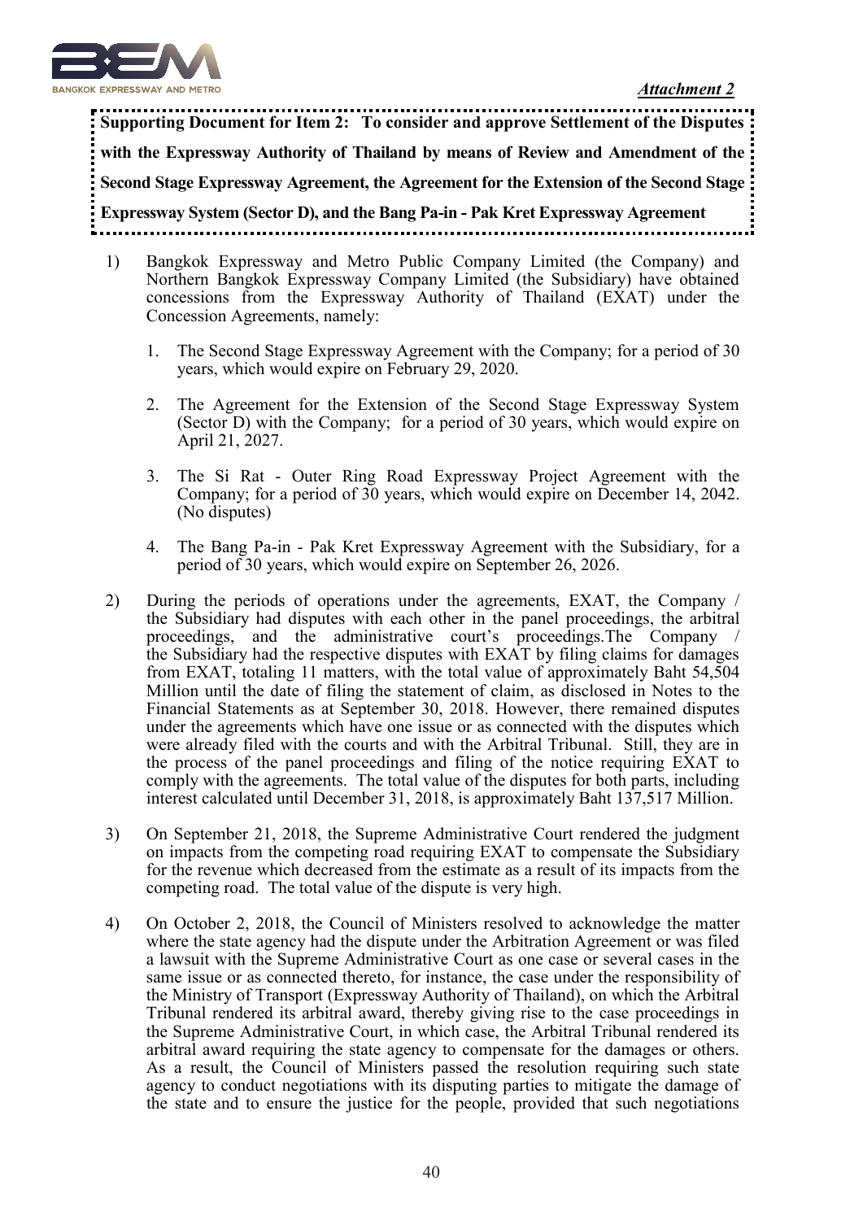*Attachment 2*

**Supporting Document for Item 2: To consider and approve Settlement of the Disputes with the Expressway Authority of Thailand by means of Review and Amendment of the Second Stage Expressway Agreement, the Agreement for the Extension of the Second Stage Expressway System (Sector D), and the Bang Pa-in - Pak Kret Expressway Agreement**

1) Bangkok Expressway and Metro Public Company Limited (the Company) and Northern Bangkok Expressway Company Limited (the Subsidiary) have obtained concessions from the Expressway Authority of Thailand (EXAT) under the Concession Agreements, namely:

   1. The Second Stage Expressway Agreement with the Company; for a period of 30 years, which would expire on February 29, 2020.

   2. The Agreement for the Extension of the Second Stage Expressway System (Sector D) with the Company; for a period of 30 years, which would expire on April 21, 2027.

   3. The Si Rat - Outer Ring Road Expressway Project Agreement with the Company; for a period of 30 years, which would expire on December 14, 2042. (No disputes)

   4. The Bang Pa-in - Pak Kret Expressway Agreement with the Subsidiary, for a period of 30 years, which would expire on September 26, 2026.

2) During the periods of operations under the agreements, EXAT, the Company / the Subsidiary had disputes with each other in the panel proceedings, the arbitral proceedings, and the administrative court's proceedings.The Company / the Subsidiary had the respective disputes with EXAT by filing claims for damages from EXAT, totaling 11 matters, with the total value of approximately Baht 54,504 Million until the date of filing the statement of claim, as disclosed in Notes to the Financial Statements as at September 30, 2018. However, there remained disputes under the agreements which have one issue or as connected with the disputes which were already filed with the courts and with the Arbitral Tribunal. Still, they are in the process of the panel proceedings and filing of the notice requiring EXAT to comply with the agreements. The total value of the disputes for both parts, including interest calculated until December 31, 2018, is approximately Baht 137,517 Million.

3) On September 21, 2018, the Supreme Administrative Court rendered the judgment on impacts from the competing road requiring EXAT to compensate the Subsidiary for the revenue which decreased from the estimate as a result of its impacts from the competing road. The total value of the dispute is very high.

4) On October 2, 2018, the Council of Ministers resolved to acknowledge the matter where the state agency had the dispute under the Arbitration Agreement or was filed a lawsuit with the Supreme Administrative Court as one case or several cases in the same issue or as connected thereto, for instance, the case under the responsibility of the Ministry of Transport (Expressway Authority of Thailand), on which the Arbitral Tribunal rendered its arbitral award, thereby giving rise to the case proceedings in the Supreme Administrative Court, in which case, the Arbitral Tribunal rendered its arbitral award requiring the state agency to compensate for the damages or others. As a result, the Council of Ministers passed the resolution requiring such state agency to conduct negotiations with its disputing parties to mitigate the damage of the state and to ensure the justice for the people, provided that such negotiations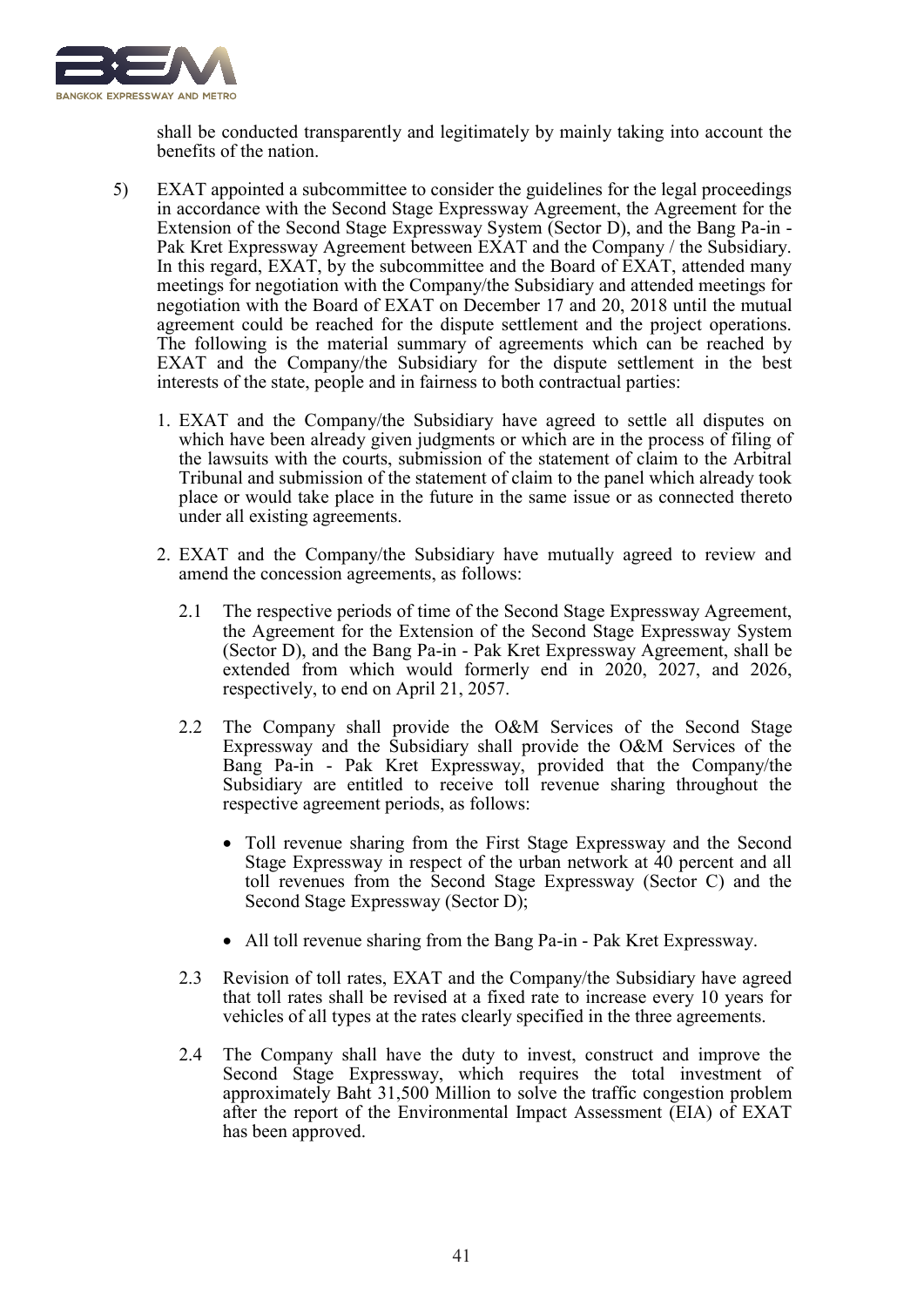shall be conducted transparently and legitimately by mainly taking into account the benefits of the nation.

5) EXAT appointed a subcommittee to consider the guidelines for the legal proceedings in accordance with the Second Stage Expressway Agreement, the Agreement for the Extension of the Second Stage Expressway System (Sector D), and the Bang Pa-in - Pak Kret Expressway Agreement between EXAT and the Company / the Subsidiary. In this regard, EXAT, by the subcommittee and the Board of EXAT, attended many meetings for negotiation with the Company/the Subsidiary and attended meetings for negotiation with the Board of EXAT on December 17 and 20, 2018 until the mutual agreement could be reached for the dispute settlement and the project operations. The following is the material summary of agreements which can be reached by EXAT and the Company/the Subsidiary for the dispute settlement in the best interests of the state, people and in fairness to both contractual parties:

   1. EXAT and the Company/the Subsidiary have agreed to settle all disputes on which have been already given judgments or which are in the process of filing of the lawsuits with the courts, submission of the statement of claim to the Arbitral Tribunal and submission of the statement of claim to the panel which already took place or would take place in the future in the same issue or as connected thereto under all existing agreements.

   2. EXAT and the Company/the Subsidiary have mutually agreed to review and amend the concession agreements, as follows:

      2.1 The respective periods of time of the Second Stage Expressway Agreement, the Agreement for the Extension of the Second Stage Expressway System (Sector D), and the Bang Pa-in - Pak Kret Expressway Agreement, shall be extended from which would formerly end in 2020, 2027, and 2026, respectively, to end on April 21, 2057.

      2.2 The Company shall provide the O&M Services of the Second Stage Expressway and the Subsidiary shall provide the O&M Services of the Bang Pa-in - Pak Kret Expressway, provided that the Company/the Subsidiary are entitled to receive toll revenue sharing throughout the respective agreement periods, as follows:

         - Toll revenue sharing from the First Stage Expressway and the Second Stage Expressway in respect of the urban network at 40 percent and all toll revenues from the Second Stage Expressway (Sector C) and the Second Stage Expressway (Sector D);
         - All toll revenue sharing from the Bang Pa-in - Pak Kret Expressway.

      2.3 Revision of toll rates, EXAT and the Company/the Subsidiary have agreed that toll rates shall be revised at a fixed rate to increase every 10 years for vehicles of all types at the rates clearly specified in the three agreements.

      2.4 The Company shall have the duty to invest, construct and improve the Second Stage Expressway, which requires the total investment of approximately Baht 31,500 Million to solve the traffic congestion problem after the report of the Environmental Impact Assessment (EIA) of EXAT has been approved.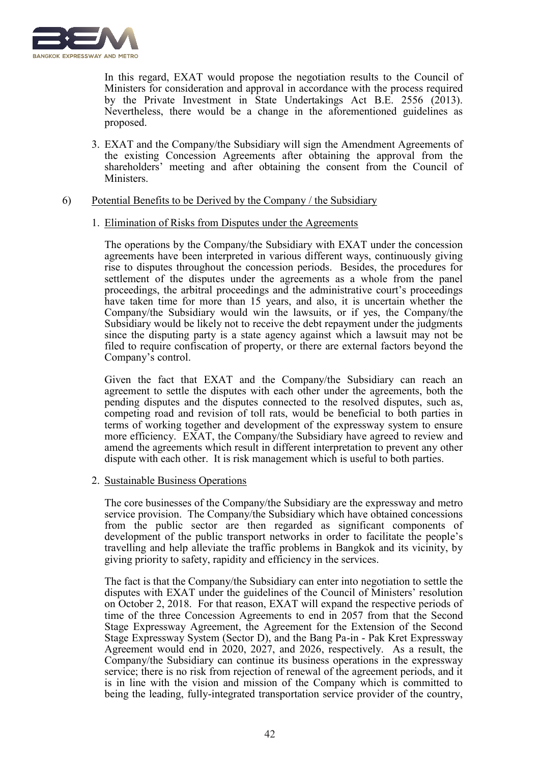In this regard, EXAT would propose the negotiation results to the Council of Ministers for consideration and approval in accordance with the process required by the Private Investment in State Undertakings Act B.E. 2556 (2013). Nevertheless, there would be a change in the aforementioned guidelines as proposed.

3. EXAT and the Company/the Subsidiary will sign the Amendment Agreements of the existing Concession Agreements after obtaining the approval from the shareholders' meeting and after obtaining the consent from the Council of Ministers.

6) Potential Benefits to be Derived by the Company / the Subsidiary

1. Elimination of Risks from Disputes under the Agreements

The operations by the Company/the Subsidiary with EXAT under the concession agreements have been interpreted in various different ways, continuously giving rise to disputes throughout the concession periods. Besides, the procedures for settlement of the disputes under the agreements as a whole from the panel proceedings, the arbitral proceedings and the administrative court's proceedings have taken time for more than 15 years, and also, it is uncertain whether the Company/the Subsidiary would win the lawsuits, or if yes, the Company/the Subsidiary would be likely not to receive the debt repayment under the judgments since the disputing party is a state agency against which a lawsuit may not be filed to require confiscation of property, or there are external factors beyond the Company's control.

Given the fact that EXAT and the Company/the Subsidiary can reach an agreement to settle the disputes with each other under the agreements, both the pending disputes and the disputes connected to the resolved disputes, such as, competing road and revision of toll rats, would be beneficial to both parties in terms of working together and development of the expressway system to ensure more efficiency. EXAT, the Company/the Subsidiary have agreed to review and amend the agreements which result in different interpretation to prevent any other dispute with each other. It is risk management which is useful to both parties.

2. Sustainable Business Operations

The core businesses of the Company/the Subsidiary are the expressway and metro service provision. The Company/the Subsidiary which have obtained concessions from the public sector are then regarded as significant components of development of the public transport networks in order to facilitate the people's travelling and help alleviate the traffic problems in Bangkok and its vicinity, by giving priority to safety, rapidity and efficiency in the services.

The fact is that the Company/the Subsidiary can enter into negotiation to settle the disputes with EXAT under the guidelines of the Council of Ministers' resolution on October 2, 2018. For that reason, EXAT will expand the respective periods of time of the three Concession Agreements to end in 2057 from that the Second Stage Expressway Agreement, the Agreement for the Extension of the Second Stage Expressway System (Sector D), and the Bang Pa-in - Pak Kret Expressway Agreement would end in 2020, 2027, and 2026, respectively. As a result, the Company/the Subsidiary can continue its business operations in the expressway service; there is no risk from rejection of renewal of the agreement periods, and it is in line with the vision and mission of the Company which is committed to being the leading, fully-integrated transportation service provider of the country,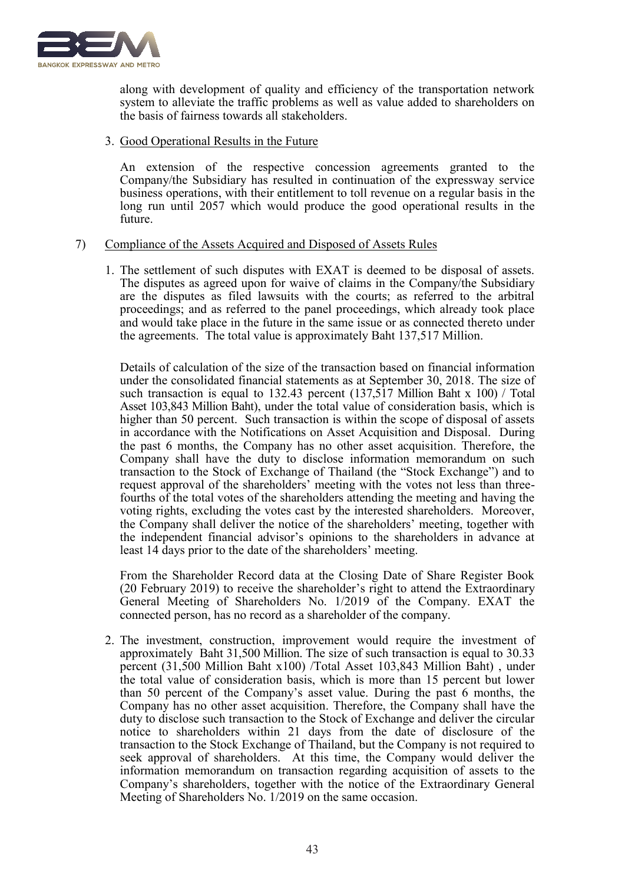along with development of quality and efficiency of the transportation network system to alleviate the traffic problems as well as value added to shareholders on the basis of fairness towards all stakeholders.

3. <u>Good Operational Results in the Future</u>

   An extension of the respective concession agreements granted to the Company/the Subsidiary has resulted in continuation of the expressway service business operations, with their entitlement to toll revenue on a regular basis in the long run until 2057 which would produce the good operational results in the future.

7) <u>Compliance of the Assets Acquired and Disposed of Assets Rules</u>

1. The settlement of such disputes with EXAT is deemed to be disposal of assets. The disputes as agreed upon for waive of claims in the Company/the Subsidiary are the disputes as filed lawsuits with the courts; as referred to the arbitral proceedings; and as referred to the panel proceedings, which already took place and would take place in the future in the same issue or as connected thereto under the agreements. The total value is approximately Baht 137,517 Million.

   Details of calculation of the size of the transaction based on financial information under the consolidated financial statements as at September 30, 2018. The size of such transaction is equal to 132.43 percent (137,517 Million Baht x 100) / Total Asset 103,843 Million Baht), under the total value of consideration basis, which is higher than 50 percent. Such transaction is within the scope of disposal of assets in accordance with the Notifications on Asset Acquisition and Disposal. During the past 6 months, the Company has no other asset acquisition. Therefore, the Company shall have the duty to disclose information memorandum on such transaction to the Stock of Exchange of Thailand (the "Stock Exchange") and to request approval of the shareholders' meeting with the votes not less than three-fourths of the total votes of the shareholders attending the meeting and having the voting rights, excluding the votes cast by the interested shareholders. Moreover, the Company shall deliver the notice of the shareholders' meeting, together with the independent financial advisor's opinions to the shareholders in advance at least 14 days prior to the date of the shareholders' meeting.

   From the Shareholder Record data at the Closing Date of Share Register Book (20 February 2019) to receive the shareholder's right to attend the Extraordinary General Meeting of Shareholders No. 1/2019 of the Company. EXAT the connected person, has no record as a shareholder of the company.

2. The investment, construction, improvement would require the investment of approximately Baht 31,500 Million. The size of such transaction is equal to 30.33 percent (31,500 Million Baht x100) /Total Asset 103,843 Million Baht) , under the total value of consideration basis, which is more than 15 percent but lower than 50 percent of the Company's asset value. During the past 6 months, the Company has no other asset acquisition. Therefore, the Company shall have the duty to disclose such transaction to the Stock of Exchange and deliver the circular notice to shareholders within 21 days from the date of disclosure of the transaction to the Stock Exchange of Thailand, but the Company is not required to seek approval of shareholders. At this time, the Company would deliver the information memorandum on transaction regarding acquisition of assets to the Company's shareholders, together with the notice of the Extraordinary General Meeting of Shareholders No. 1/2019 on the same occasion.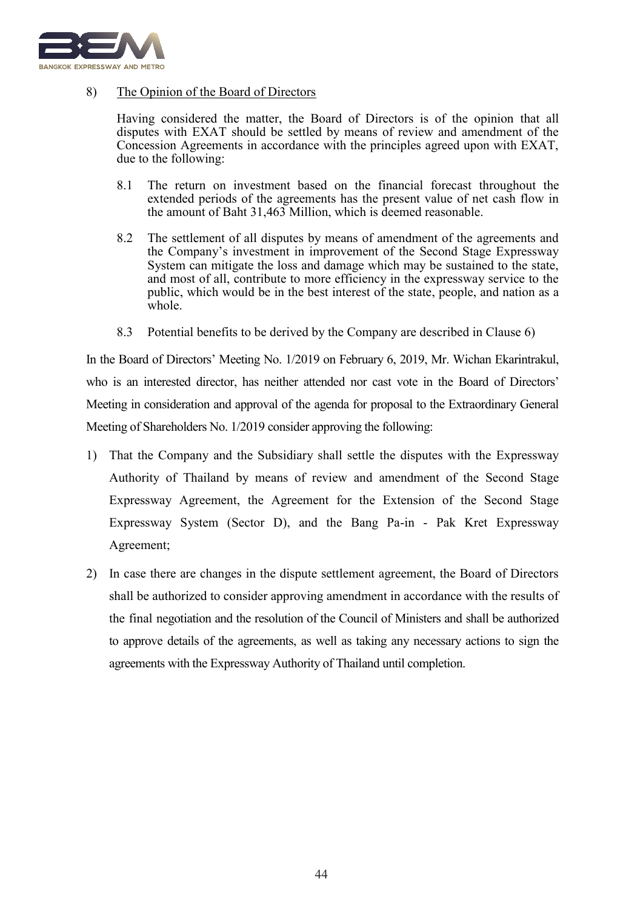8) The Opinion of the Board of Directors

Having considered the matter, the Board of Directors is of the opinion that all disputes with EXAT should be settled by means of review and amendment of the Concession Agreements in accordance with the principles agreed upon with EXAT, due to the following:

8.1 The return on investment based on the financial forecast throughout the extended periods of the agreements has the present value of net cash flow in the amount of Baht 31,463 Million, which is deemed reasonable.

8.2 The settlement of all disputes by means of amendment of the agreements and the Company's investment in improvement of the Second Stage Expressway System can mitigate the loss and damage which may be sustained to the state, and most of all, contribute to more efficiency in the expressway service to the public, which would be in the best interest of the state, people, and nation as a whole.

8.3 Potential benefits to be derived by the Company are described in Clause 6)

In the Board of Directors' Meeting No. 1/2019 on February 6, 2019, Mr. Wichan Ekarintrakul, who is an interested director, has neither attended nor cast vote in the Board of Directors' Meeting in consideration and approval of the agenda for proposal to the Extraordinary General Meeting of Shareholders No. 1/2019 consider approving the following:

1) That the Company and the Subsidiary shall settle the disputes with the Expressway Authority of Thailand by means of review and amendment of the Second Stage Expressway Agreement, the Agreement for the Extension of the Second Stage Expressway System (Sector D), and the Bang Pa-in - Pak Kret Expressway Agreement;

2) In case there are changes in the dispute settlement agreement, the Board of Directors shall be authorized to consider approving amendment in accordance with the results of the final negotiation and the resolution of the Council of Ministers and shall be authorized to approve details of the agreements, as well as taking any necessary actions to sign the agreements with the Expressway Authority of Thailand until completion.